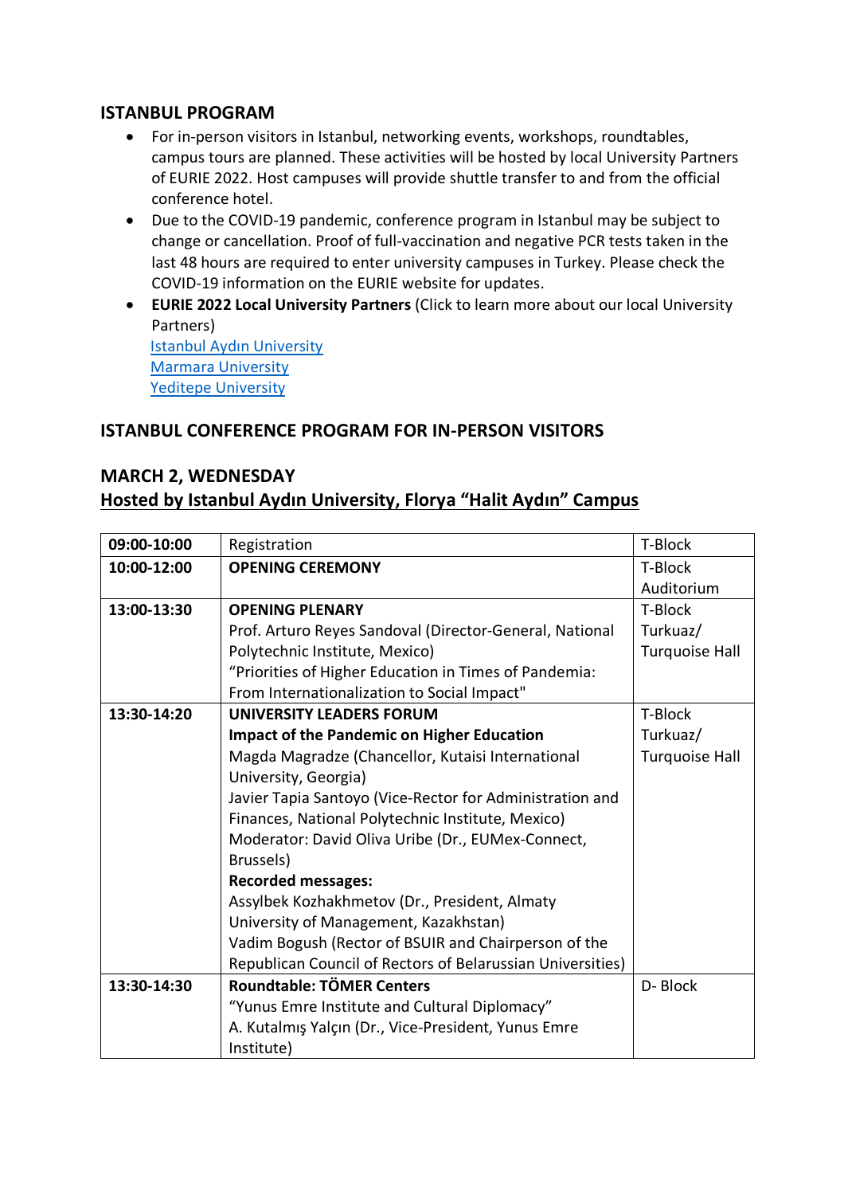## ISTANBUL PROGRAM

- For in-person visitors in Istanbul, networking events, workshops, roundtables, campus tours are planned. These activities will be hosted by local University Partners of EURIE 2022. Host campuses will provide shuttle transfer to and from the official conference hotel.
- Due to the COVID-19 pandemic, conference program in Istanbul may be subject to change or cancellation. Proof of full-vaccination and negative PCR tests taken in the last 48 hours are required to enter university campuses in Turkey. Please check the COVID-19 information on the EURIE website for updates.
- **EURIE 2022 Local University Partners** (Click to learn more about our local University Partners)
  [Istanbul Aydın University]
  [Marmara University]
  [Yeditepe University]

## ISTANBUL CONFERENCE PROGRAM FOR IN-PERSON VISITORS

## MARCH 2, WEDNESDAY

## Hosted by Istanbul Aydın University, Florya "Halit Aydın" Campus

| Time | Event | Location |
|---|---|---|
| **09:00-10:00** | Registration | T-Block |
| **10:00-12:00** | **OPENING CEREMONY** | T-Block Auditorium |
| **13:00-13:30** | **OPENING PLENARY**<br>Prof. Arturo Reyes Sandoval (Director-General, National Polytechnic Institute, Mexico)<br>"Priorities of Higher Education in Times of Pandemia: From Internationalization to Social Impact" | T-Block Turkuaz/ Turquoise Hall |
| **13:30-14:20** | **UNIVERSITY LEADERS FORUM**<br>**Impact of the Pandemic on Higher Education**<br>Magda Magradze (Chancellor, Kutaisi International University, Georgia)<br>Javier Tapia Santoyo (Vice-Rector for Administration and Finances, National Polytechnic Institute, Mexico)<br>Moderator: David Oliva Uribe (Dr., EUMex-Connect, Brussels)<br>**Recorded messages:**<br>Assylbek Kozhakhmetov (Dr., President, Almaty University of Management, Kazakhstan)<br>Vadim Bogush (Rector of BSUIR and Chairperson of the Republican Council of Rectors of Belarussian Universities) | T-Block Turkuaz/ Turquoise Hall |
| **13:30-14:30** | **Roundtable: TÖMER Centers**<br>"Yunus Emre Institute and Cultural Diplomacy"<br>A. Kutalmış Yalçın (Dr., Vice-President, Yunus Emre Institute) | D- Block |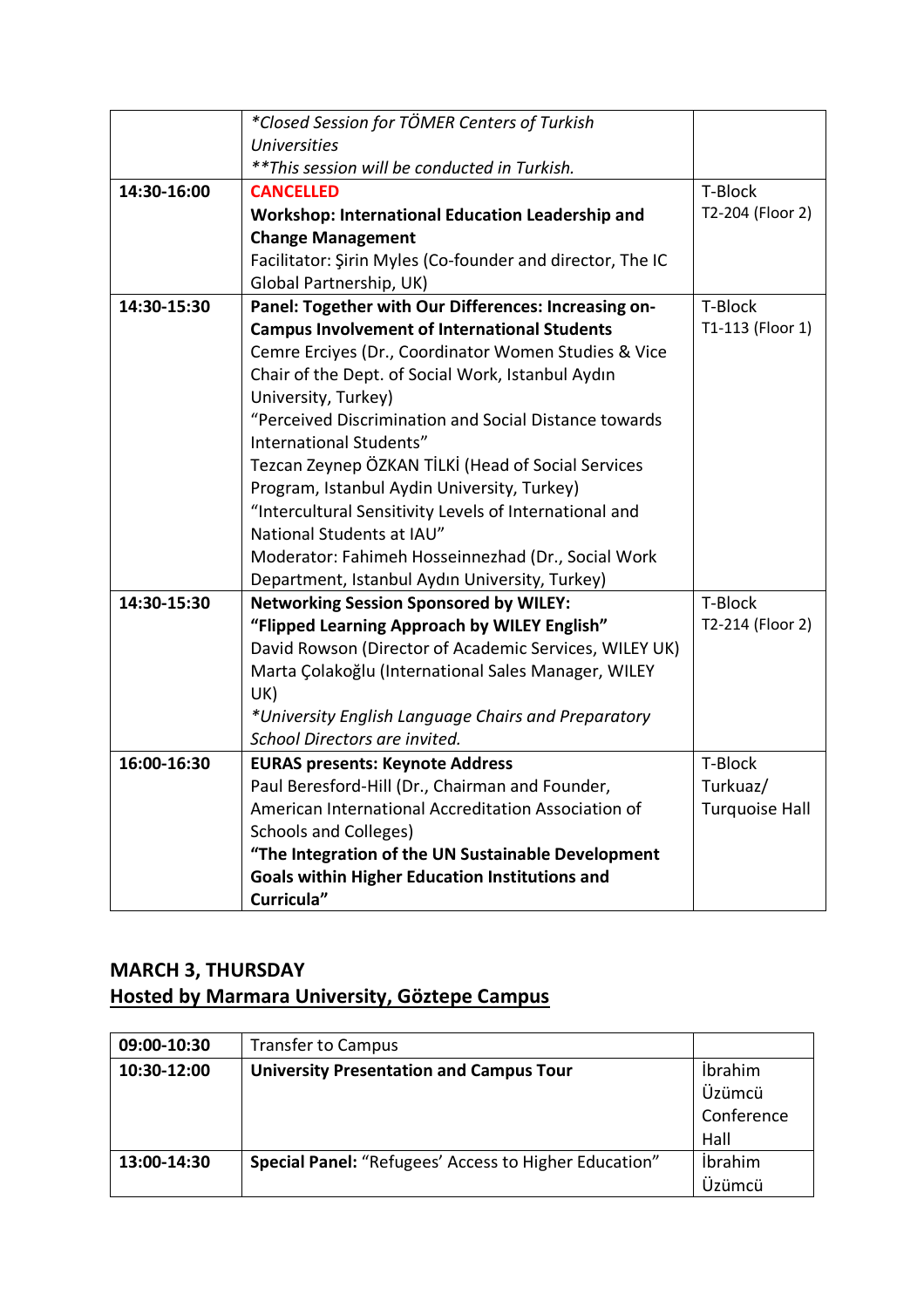| | | |
|---|---|---|
| | *\*Closed Session for TÖMER Centers of Turkish Universities* <br> *\*\*This session will be conducted in Turkish.* | |
| **14:30-16:00** | **CANCELLED** <br> **Workshop: International Education Leadership and Change Management** <br> Facilitator: Şirin Myles (Co-founder and director, The IC Global Partnership, UK) | T-Block <br> T2-204 (Floor 2) |
| **14:30-15:30** | **Panel: Together with Our Differences: Increasing on-Campus Involvement of International Students** <br> Cemre Erciyes (Dr., Coordinator Women Studies & Vice Chair of the Dept. of Social Work, Istanbul Aydın University, Turkey) <br> "Perceived Discrimination and Social Distance towards International Students" <br> Tezcan Zeynep ÖZKAN TİLKİ (Head of Social Services Program, Istanbul Aydin University, Turkey) <br> "Intercultural Sensitivity Levels of International and National Students at IAU" <br> Moderator: Fahimeh Hosseinnezhad (Dr., Social Work Department, Istanbul Aydın University, Turkey) | T-Block <br> T1-113 (Floor 1) |
| **14:30-15:30** | **Networking Session Sponsored by WILEY:** <br> **"Flipped Learning Approach by WILEY English"** <br> David Rowson (Director of Academic Services, WILEY UK) <br> Marta Çolakoğlu (International Sales Manager, WILEY UK) <br> *\*University English Language Chairs and Preparatory School Directors are invited.* | T-Block <br> T2-214 (Floor 2) |
| **16:00-16:30** | **EURAS presents: Keynote Address** <br> Paul Beresford-Hill (Dr., Chairman and Founder, American International Accreditation Association of Schools and Colleges) <br> **"The Integration of the UN Sustainable Development Goals within Higher Education Institutions and Curricula"** | T-Block <br> Turkuaz/ <br> Turquoise Hall |

## MARCH 3, THURSDAY
## Hosted by Marmara University, Göztepe Campus

| | | |
|---|---|---|
| **09:00-10:30** | Transfer to Campus | |
| **10:30-12:00** | **University Presentation and Campus Tour** | İbrahim Üzümcü Conference Hall |
| **13:00-14:30** | **Special Panel:** "Refugees' Access to Higher Education" | İbrahim Üzümcü |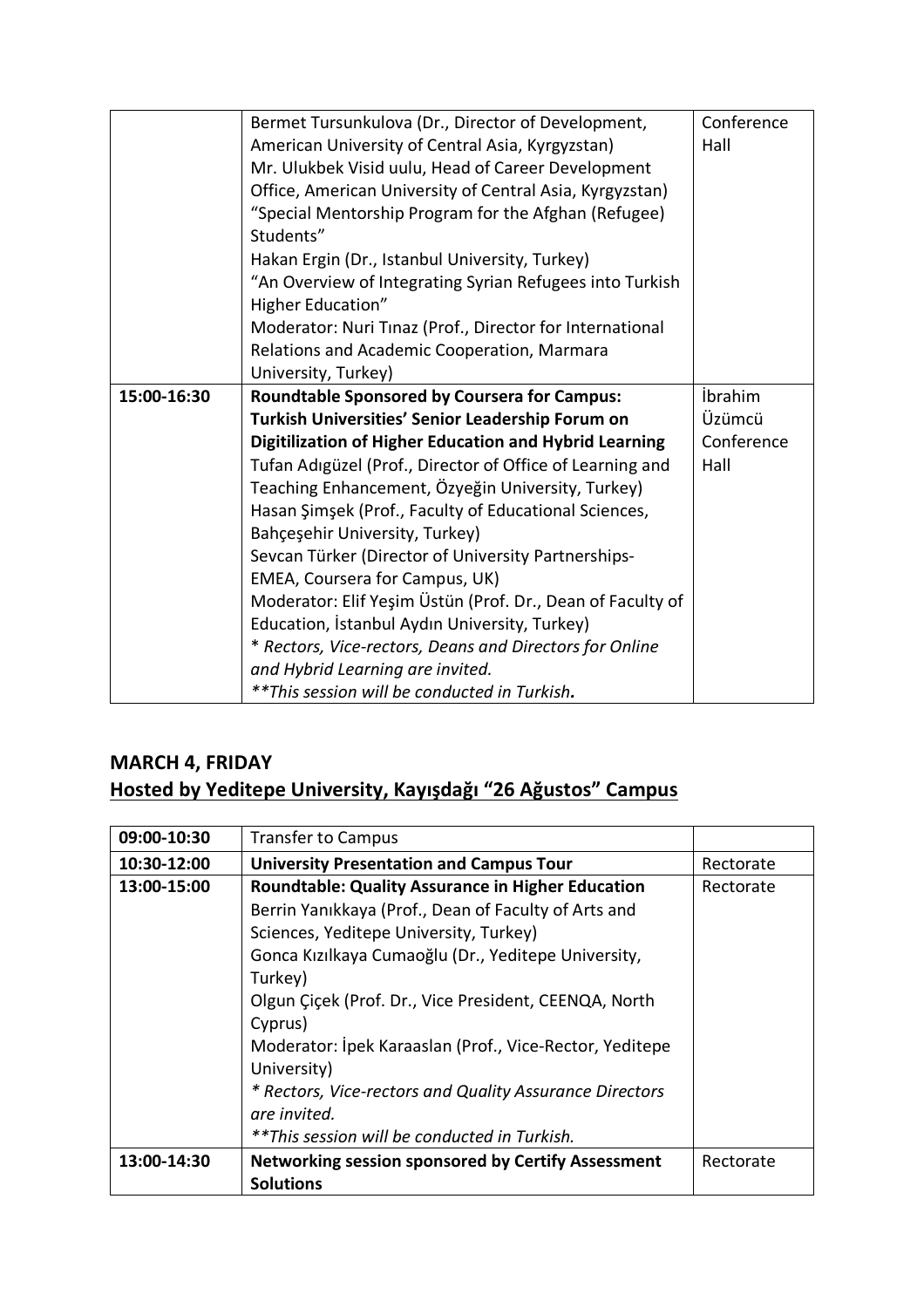| | | |
|---|---|---|
| | Bermet Tursunkulova (Dr., Director of Development, American University of Central Asia, Kyrgyzstan)<br>Mr. Ulukbek Visid uulu, Head of Career Development Office, American University of Central Asia, Kyrgyzstan)<br>"Special Mentorship Program for the Afghan (Refugee) Students"<br>Hakan Ergin (Dr., Istanbul University, Turkey)<br>"An Overview of Integrating Syrian Refugees into Turkish Higher Education"<br>Moderator: Nuri Tınaz (Prof., Director for International Relations and Academic Cooperation, Marmara University, Turkey) | Conference Hall |
| **15:00-16:30** | **Roundtable Sponsored by Coursera for Campus: Turkish Universities' Senior Leadership Forum on Digitilization of Higher Education and Hybrid Learning**<br>Tufan Adıgüzel (Prof., Director of Office of Learning and Teaching Enhancement, Özyeğin University, Turkey)<br>Hasan Şimşek (Prof., Faculty of Educational Sciences, Bahçeşehir University, Turkey)<br>Sevcan Türker (Director of University Partnerships-EMEA, Coursera for Campus, UK)<br>Moderator: Elif Yeşim Üstün (Prof. Dr., Dean of Faculty of Education, İstanbul Aydın University, Turkey)<br>* *Rectors, Vice-rectors, Deans and Directors for Online and Hybrid Learning are invited.*<br>***This session will be conducted in Turkish.*** | İbrahim Üzümcü Conference Hall |

## MARCH 4, FRIDAY

## Hosted by Yeditepe University, Kayışdağı "26 Ağustos" Campus

| | | |
|---|---|---|
| **09:00-10:30** | Transfer to Campus | |
| **10:30-12:00** | **University Presentation and Campus Tour** | Rectorate |
| **13:00-15:00** | **Roundtable: Quality Assurance in Higher Education**<br>Berrin Yanıkkaya (Prof., Dean of Faculty of Arts and Sciences, Yeditepe University, Turkey)<br>Gonca Kızılkaya Cumaoğlu (Dr., Yeditepe University, Turkey)<br>Olgun Çiçek (Prof. Dr., Vice President, CEENQA, North Cyprus)<br>Moderator: İpek Karaaslan (Prof., Vice-Rector, Yeditepe University)<br>*\* Rectors, Vice-rectors and Quality Assurance Directors are invited.*<br>*\*\*This session will be conducted in Turkish.* | Rectorate |
| **13:00-14:30** | **Networking session sponsored by Certify Assessment Solutions** | Rectorate |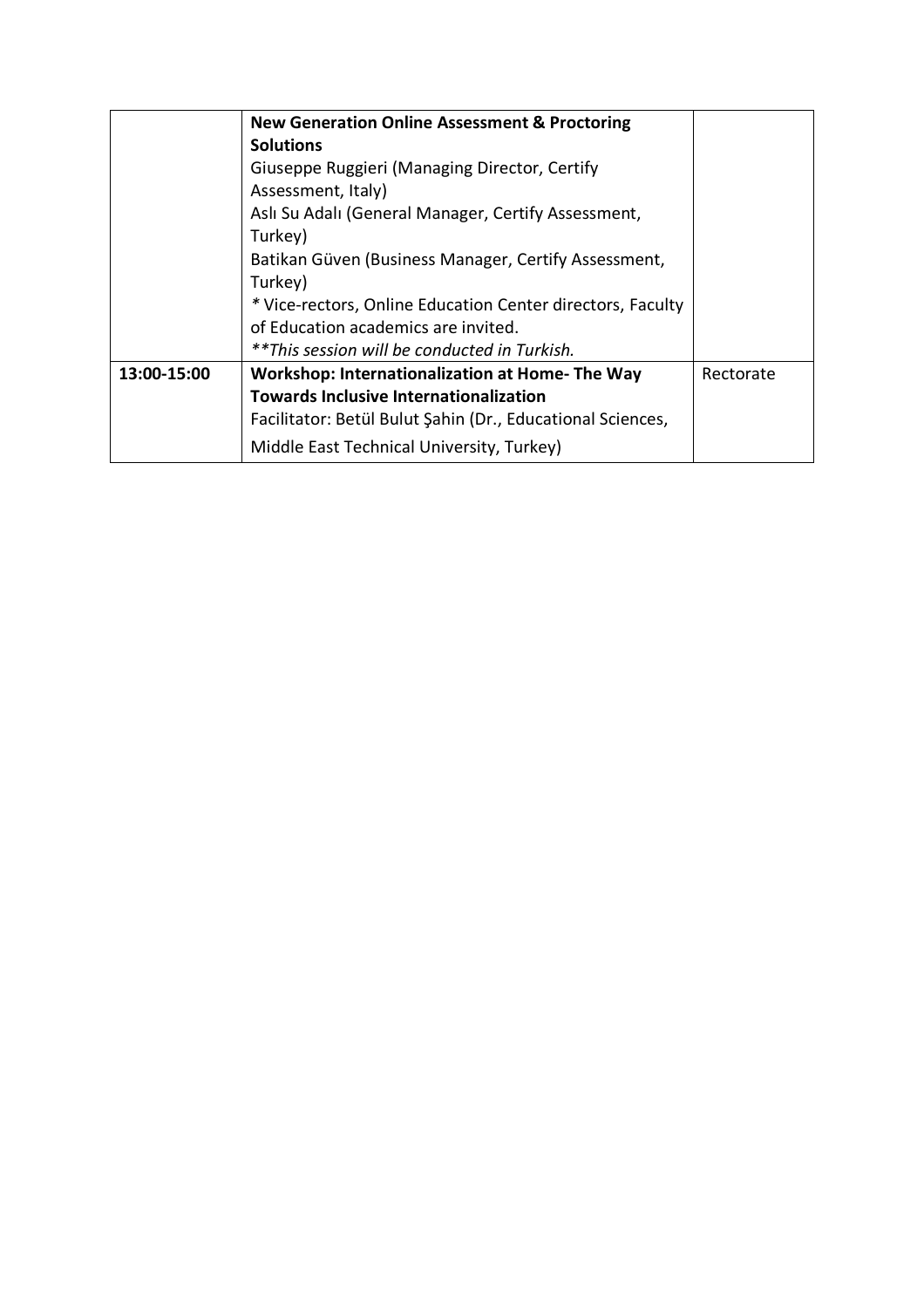| | | |
|---|---|---|
| | **New Generation Online Assessment & Proctoring Solutions**<br>Giuseppe Ruggieri (Managing Director, Certify Assessment, Italy)<br>Aslı Su Adalı (General Manager, Certify Assessment, Turkey)<br>Batikan Güven (Business Manager, Certify Assessment, Turkey)<br>*Vice-rectors, Online Education Center directors, Faculty of Education academics are invited.*<br>***This session will be conducted in Turkish.* | |
| **13:00-15:00** | **Workshop: Internationalization at Home- The Way Towards Inclusive Internationalization**<br>Facilitator: Betül Bulut Şahin (Dr., Educational Sciences, Middle East Technical University, Turkey) | Rectorate |